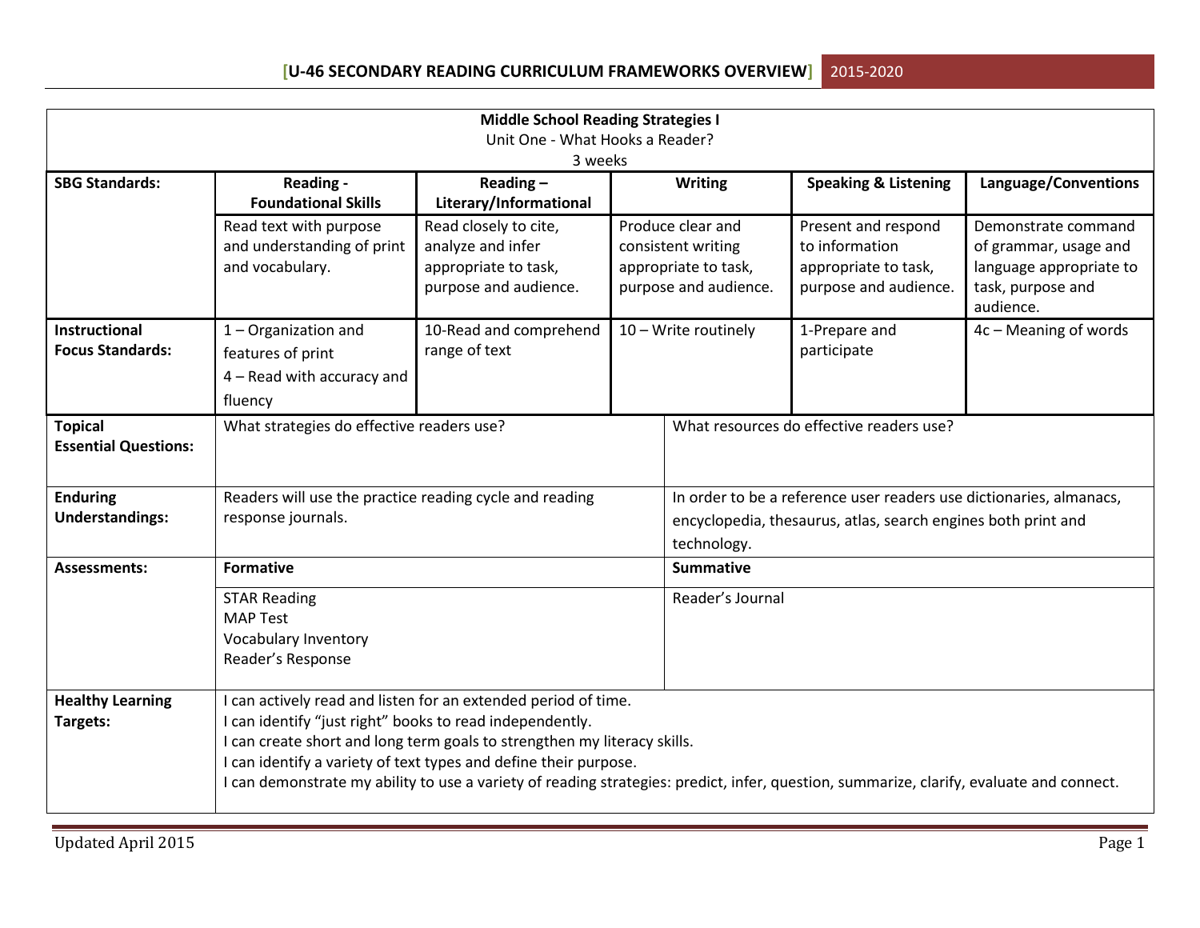| Middle School Reading Strategies I<br>Unit One - What Hooks a Reader?<br>3 weeks | | | | | |
|---|---|---|---|---|---|
| **SBG Standards:** | **Reading - Foundational Skills** | **Reading – Literary/Informational** | **Writing** | **Speaking & Listening** | **Language/Conventions** |
| | Read text with purpose and understanding of print and vocabulary. | Read closely to cite, analyze and infer appropriate to task, purpose and audience. | Produce clear and consistent writing appropriate to task, purpose and audience. | Present and respond to information appropriate to task, purpose and audience. | Demonstrate command of grammar, usage and language appropriate to task, purpose and audience. |
| **Instructional Focus Standards:** | 1 – Organization and features of print<br>4 – Read with accuracy and fluency | 10-Read and comprehend range of text | 10 – Write routinely | 1-Prepare and participate | 4c – Meaning of words |
| **Topical Essential Questions:** | What strategies do effective readers use? | | What resources do effective readers use? | | |
| **Enduring Understandings:** | Readers will use the practice reading cycle and reading response journals. | | In order to be a reference user readers use dictionaries, almanacs, encyclopedia, thesaurus, atlas, search engines both print and technology. | | |
| **Assessments:** | **Formative** | | **Summative** | | |
| | STAR Reading<br>MAP Test<br>Vocabulary Inventory<br>Reader's Response | | Reader's Journal | | |
| **Healthy Learning Targets:** | I can actively read and listen for an extended period of time.<br>I can identify "just right" books to read independently.<br>I can create short and long term goals to strengthen my literacy skills.<br>I can identify a variety of text types and define their purpose.<br>I can demonstrate my ability to use a variety of reading strategies: predict, infer, question, summarize, clarify, evaluate and connect. | | | | |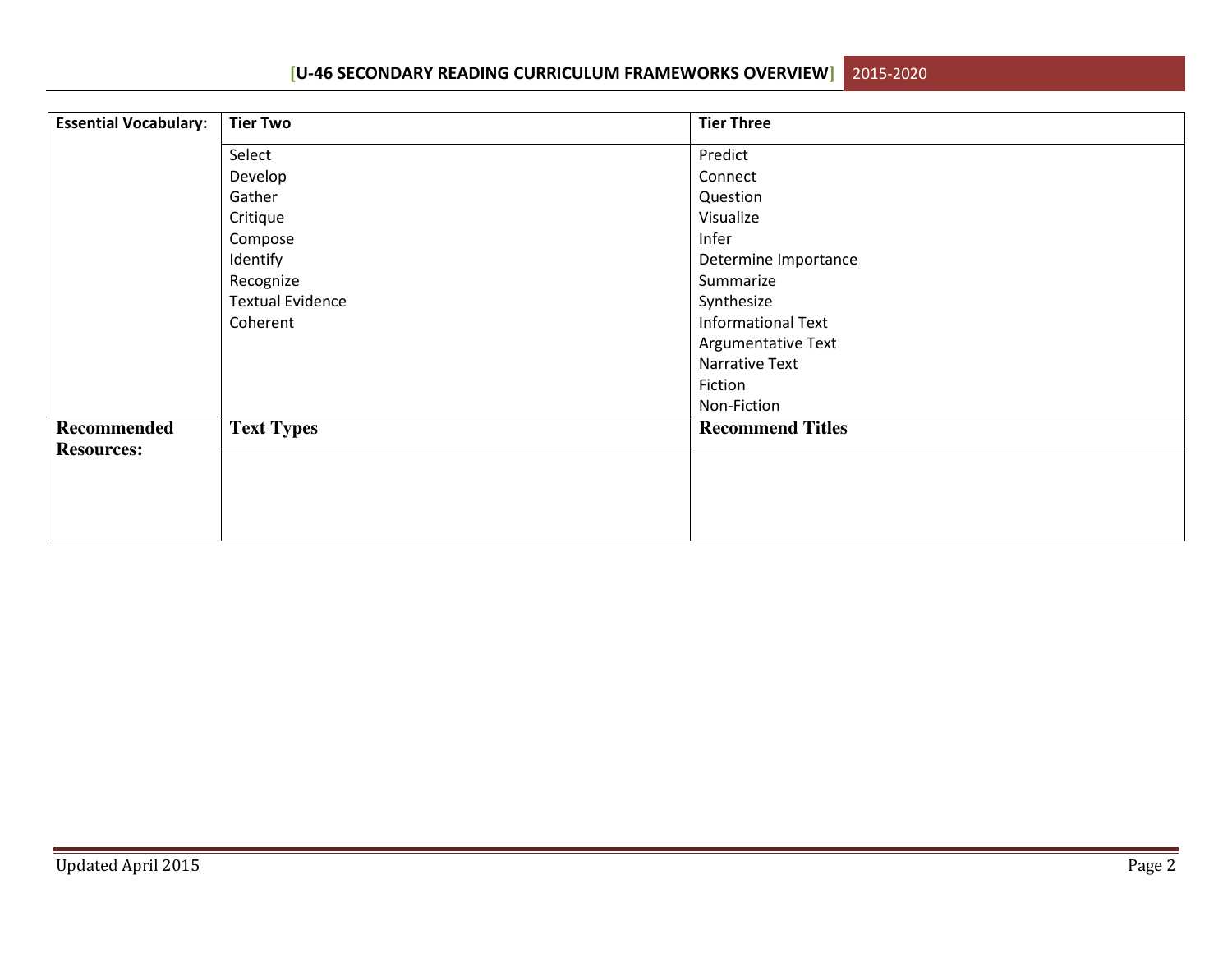| Essential Vocabulary: | Tier Two | Tier Three |
|---|---|---|
| | Select<br>Develop<br>Gather<br>Critique<br>Compose<br>Identify<br>Recognize<br>Textual Evidence<br>Coherent | Predict<br>Connect<br>Question<br>Visualize<br>Infer<br>Determine Importance<br>Summarize<br>Synthesize<br>Informational Text<br>Argumentative Text<br>Narrative Text<br>Fiction<br>Non-Fiction |
| **Recommended Resources:** | **Text Types** | **Recommend Titles** |
| | | |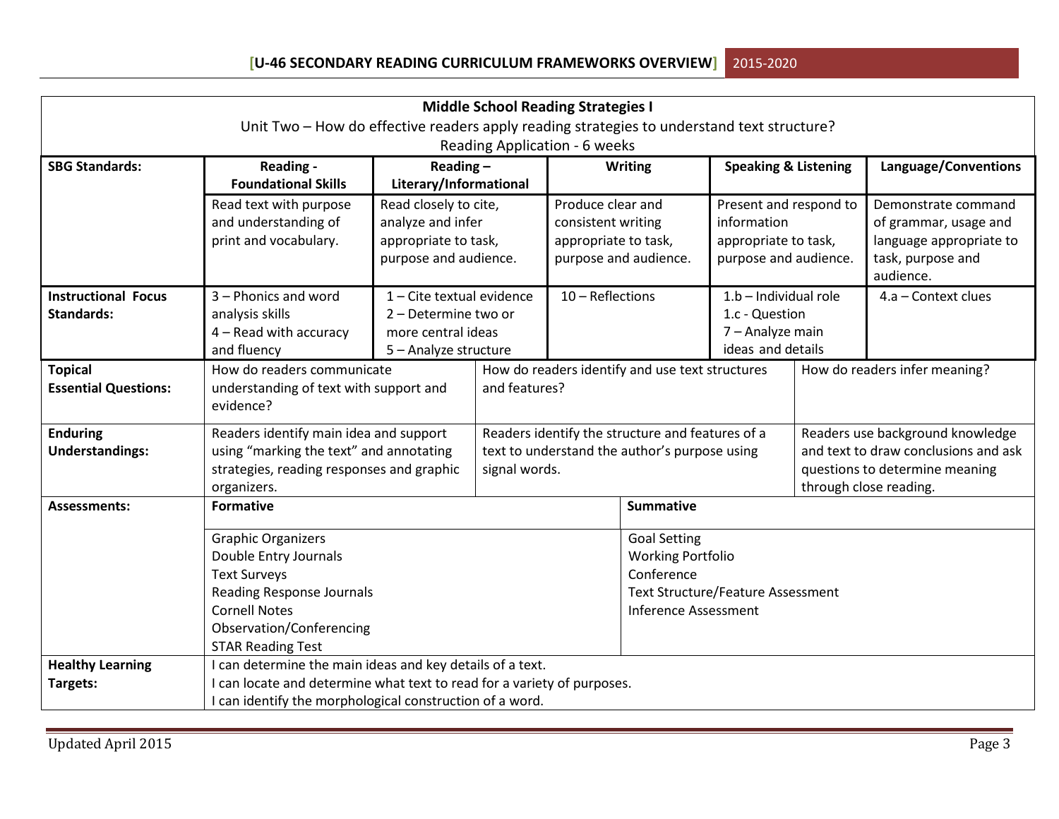## Middle School Reading Strategies I

Unit Two – How do effective readers apply reading strategies to understand text structure?

Reading Application - 6 weeks

| SBG Standards: | Reading - Foundational Skills | Reading – Literary/Informational | Writing | Speaking & Listening | Language/Conventions |
|---|---|---|---|---|---|
| | Read text with purpose and understanding of print and vocabulary. | Read closely to cite, analyze and infer appropriate to task, purpose and audience. | Produce clear and consistent writing appropriate to task, purpose and audience. | Present and respond to information appropriate to task, purpose and audience. | Demonstrate command of grammar, usage and language appropriate to task, purpose and audience. |
| **Instructional Focus Standards:** | 3 – Phonics and word analysis skills<br>4 – Read with accuracy and fluency | 1 – Cite textual evidence<br>2 – Determine two or more central ideas<br>5 – Analyze structure | 10 – Reflections | 1.b – Individual role<br>1.c - Question<br>7 – Analyze main ideas and details | 4.a – Context clues |

| | | | |
|---|---|---|---|
| **Topical Essential Questions:** | How do readers communicate understanding of text with support and evidence? | How do readers identify and use text structures and features? | How do readers infer meaning? |
| **Enduring Understandings:** | Readers identify main idea and support using "marking the text" and annotating strategies, reading responses and graphic organizers. | Readers identify the structure and features of a text to understand the author's purpose using signal words. | Readers use background knowledge and text to draw conclusions and ask questions to determine meaning through close reading. |

| | | |
|---|---|---|
| **Assessments:** | **Formative** | **Summative** |
| | Graphic Organizers<br>Double Entry Journals<br>Text Surveys<br>Reading Response Journals<br>Cornell Notes<br>Observation/Conferencing<br>STAR Reading Test | Goal Setting<br>Working Portfolio<br>Conference<br>Text Structure/Feature Assessment<br>Inference Assessment |

| | |
|---|---|
| **Healthy Learning Targets:** | I can determine the main ideas and key details of a text.<br>I can locate and determine what text to read for a variety of purposes.<br>I can identify the morphological construction of a word. |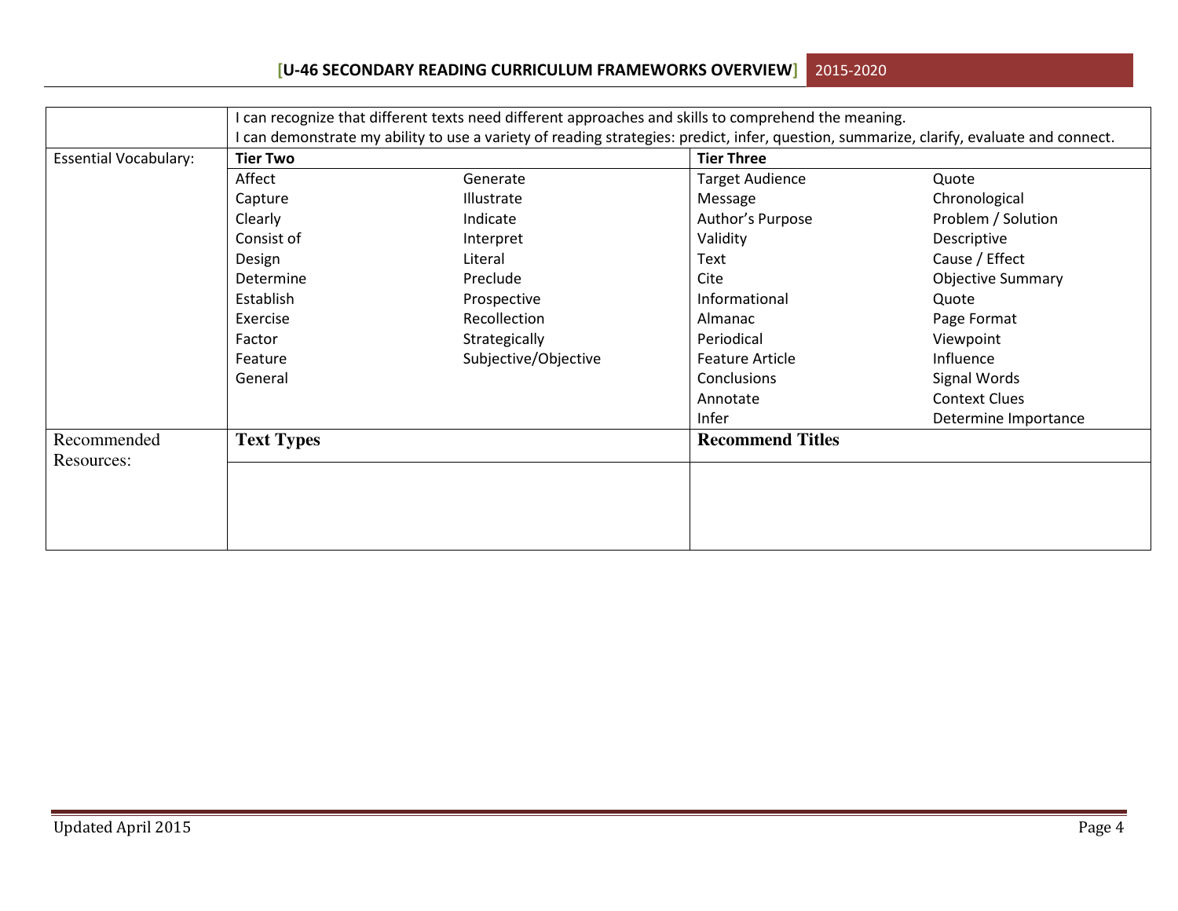| | | | | |
|---|---|---|---|---|
| | I can recognize that different texts need different approaches and skills to comprehend the meaning.<br>I can demonstrate my ability to use a variety of reading strategies: predict, infer, question, summarize, clarify, evaluate and connect. | | | |
| Essential Vocabulary: | **Tier Two** | | **Tier Three** | |
| | Affect | Generate | Target Audience | Quote |
| | Capture | Illustrate | Message | Chronological |
| | Clearly | Indicate | Author's Purpose | Problem / Solution |
| | Consist of | Interpret | Validity | Descriptive |
| | Design | Literal | Text | Cause / Effect |
| | Determine | Preclude | Cite | Objective Summary |
| | Establish | Prospective | Informational | Quote |
| | Exercise | Recollection | Almanac | Page Format |
| | Factor | Strategically | Periodical | Viewpoint |
| | Feature | Subjective/Objective | Feature Article | Influence |
| | General | | Conclusions | Signal Words |
| | | | Annotate | Context Clues |
| | | | Infer | Determine Importance |
| Recommended Resources: | **Text Types** | | **Recommend Titles** | |
| | | | | |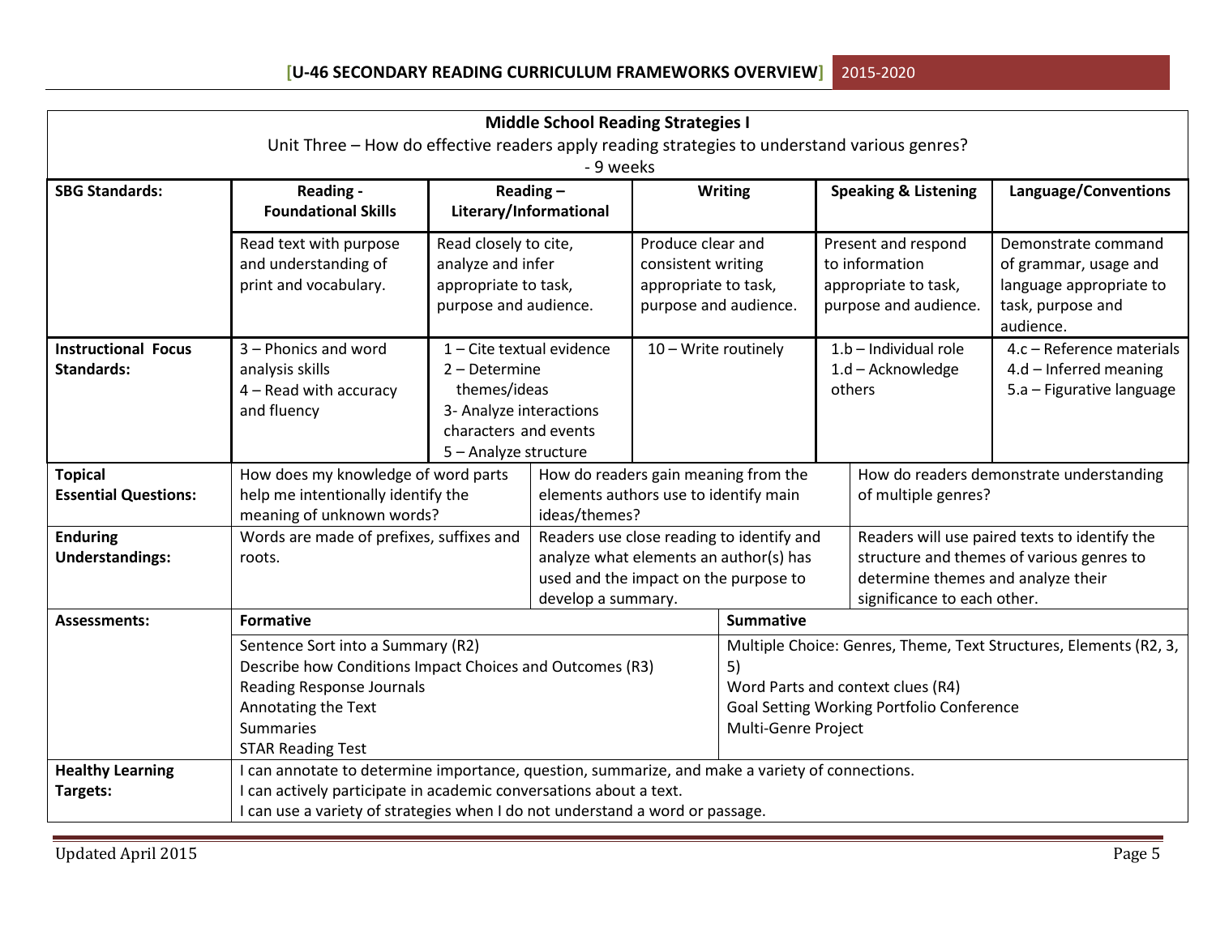## Middle School Reading Strategies I

Unit Three – How do effective readers apply reading strategies to understand various genres?
- 9 weeks

| SBG Standards: | Reading - Foundational Skills | Reading – Literary/Informational | Writing | Speaking & Listening | Language/Conventions |
|---|---|---|---|---|---|
| | Read text with purpose and understanding of print and vocabulary. | Read closely to cite, analyze and infer appropriate to task, purpose and audience. | Produce clear and consistent writing appropriate to task, purpose and audience. | Present and respond to information appropriate to task, purpose and audience. | Demonstrate command of grammar, usage and language appropriate to task, purpose and audience. |
| **Instructional Focus Standards:** | 3 – Phonics and word analysis skills<br>4 – Read with accuracy and fluency | 1 – Cite textual evidence<br>2 – Determine themes/ideas<br>3- Analyze interactions characters and events<br>5 – Analyze structure | 10 – Write routinely | 1.b – Individual role<br>1.d – Acknowledge others | 4.c – Reference materials<br>4.d – Inferred meaning<br>5.a – Figurative language |

| | | | |
|---|---|---|---|
| **Topical Essential Questions:** | How does my knowledge of word parts help me intentionally identify the meaning of unknown words? | How do readers gain meaning from the elements authors use to identify main ideas/themes? | How do readers demonstrate understanding of multiple genres? |
| **Enduring Understandings:** | Words are made of prefixes, suffixes and roots. | Readers use close reading to identify and analyze what elements an author(s) has used and the impact on the purpose to develop a summary. | Readers will use paired texts to identify the structure and themes of various genres to determine themes and analyze their significance to each other. |

| | | |
|---|---|---|
| **Assessments:** | **Formative** | **Summative** |
| | Sentence Sort into a Summary (R2)<br>Describe how Conditions Impact Choices and Outcomes (R3)<br>Reading Response Journals<br>Annotating the Text<br>Summaries<br>STAR Reading Test | Multiple Choice: Genres, Theme, Text Structures, Elements (R2, 3, 5)<br>Word Parts and context clues (R4)<br>Goal Setting Working Portfolio Conference<br>Multi-Genre Project |
| **Healthy Learning Targets:** | I can annotate to determine importance, question, summarize, and make a variety of connections.<br>I can actively participate in academic conversations about a text.<br>I can use a variety of strategies when I do not understand a word or passage. | |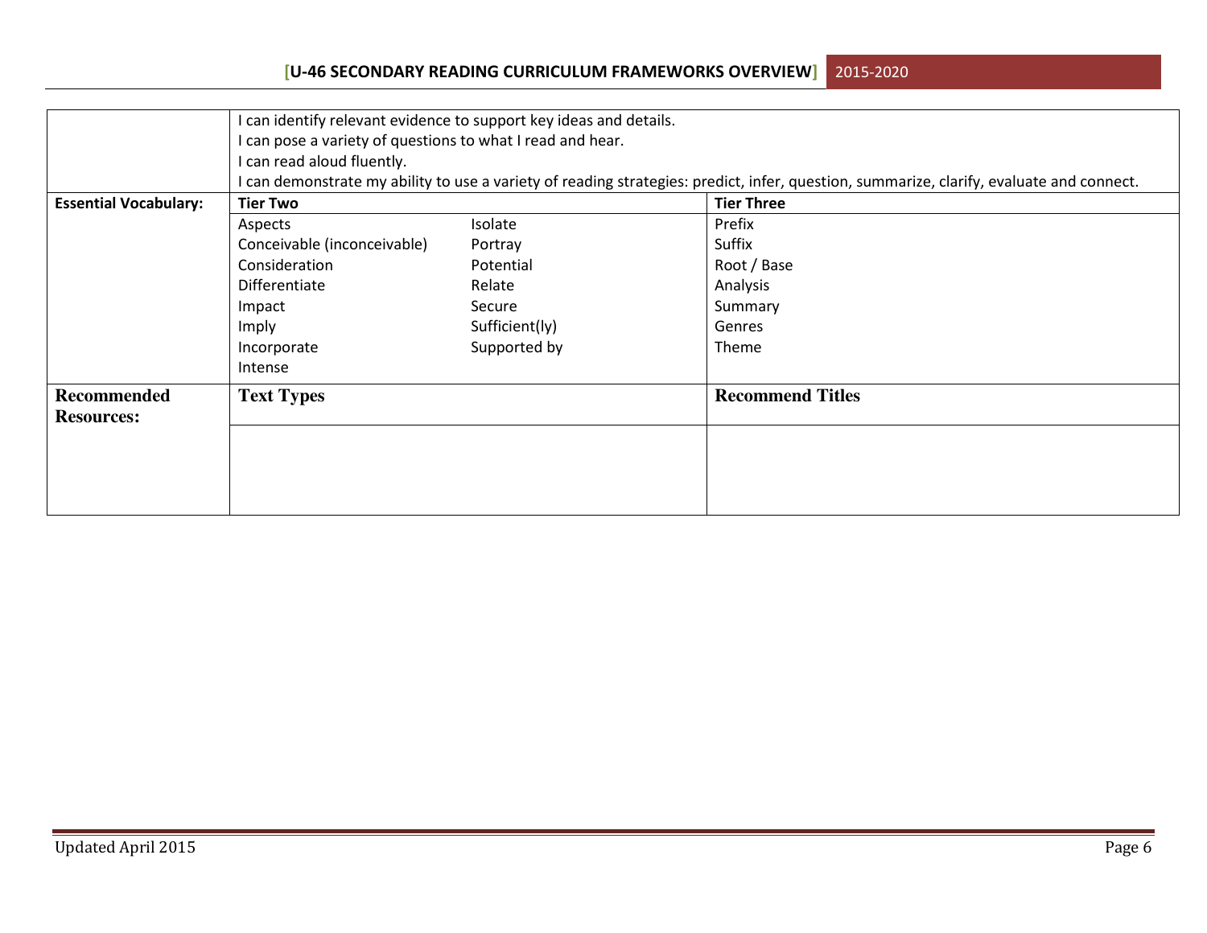| | | | |
|---|---|---|---|
| | I can identify relevant evidence to support key ideas and details.<br>I can pose a variety of questions to what I read and hear.<br>I can read aloud fluently.<br>I can demonstrate my ability to use a variety of reading strategies: predict, infer, question, summarize, clarify, evaluate and connect. | | |
| **Essential Vocabulary:** | **Tier Two** | | **Tier Three** |
| | Aspects<br>Conceivable (inconceivable)<br>Consideration<br>Differentiate<br>Impact<br>Imply<br>Incorporate<br>Intense | Isolate<br>Portray<br>Potential<br>Relate<br>Secure<br>Sufficient(ly)<br>Supported by | Prefix<br>Suffix<br>Root / Base<br>Analysis<br>Summary<br>Genres<br>Theme |
| **Recommended Resources:** | **Text Types** | | **Recommend Titles** |
| | | | |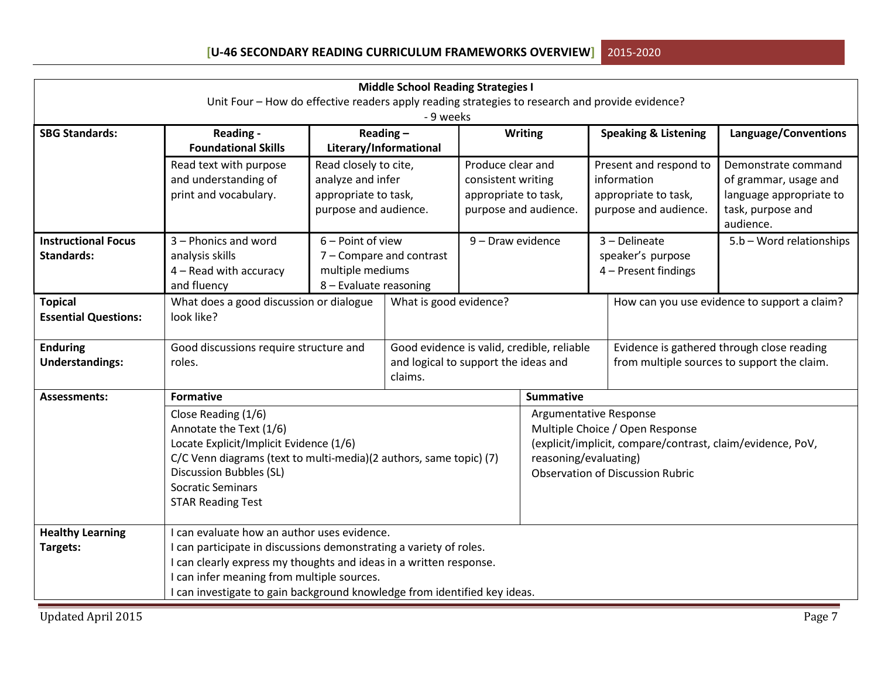**Middle School Reading Strategies I**

Unit Four – How do effective readers apply reading strategies to research and provide evidence?

- 9 weeks

| SBG Standards: | Reading - Foundational Skills | Reading – Literary/Informational | Writing | Speaking & Listening | Language/Conventions |
|---|---|---|---|---|---|
| | Read text with purpose and understanding of print and vocabulary. | Read closely to cite, analyze and infer appropriate to task, purpose and audience. | Produce clear and consistent writing appropriate to task, purpose and audience. | Present and respond to information appropriate to task, purpose and audience. | Demonstrate command of grammar, usage and language appropriate to task, purpose and audience. |
| **Instructional Focus Standards:** | 3 – Phonics and word analysis skills<br>4 – Read with accuracy and fluency | 6 – Point of view<br>7 – Compare and contrast multiple mediums<br>8 – Evaluate reasoning | 9 – Draw evidence | 3 – Delineate speaker's purpose<br>4 – Present findings | 5.b – Word relationships |

| | | | |
|---|---|---|---|
| **Topical Essential Questions:** | What does a good discussion or dialogue look like? | What is good evidence? | How can you use evidence to support a claim? |
| **Enduring Understandings:** | Good discussions require structure and roles. | Good evidence is valid, credible, reliable and logical to support the ideas and claims. | Evidence is gathered through close reading from multiple sources to support the claim. |

| Assessments: | Formative | Summative |
|---|---|---|
| | Close Reading (1/6)<br>Annotate the Text (1/6)<br>Locate Explicit/Implicit Evidence (1/6)<br>C/C Venn diagrams (text to multi-media)(2 authors, same topic) (7)<br>Discussion Bubbles (SL)<br>Socratic Seminars<br>STAR Reading Test | Argumentative Response<br>Multiple Choice / Open Response<br>(explicit/implicit, compare/contrast, claim/evidence, PoV, reasoning/evaluating)<br>Observation of Discussion Rubric |

| | |
|---|---|
| **Healthy Learning Targets:** | I can evaluate how an author uses evidence.<br>I can participate in discussions demonstrating a variety of roles.<br>I can clearly express my thoughts and ideas in a written response.<br>I can infer meaning from multiple sources.<br>I can investigate to gain background knowledge from identified key ideas. |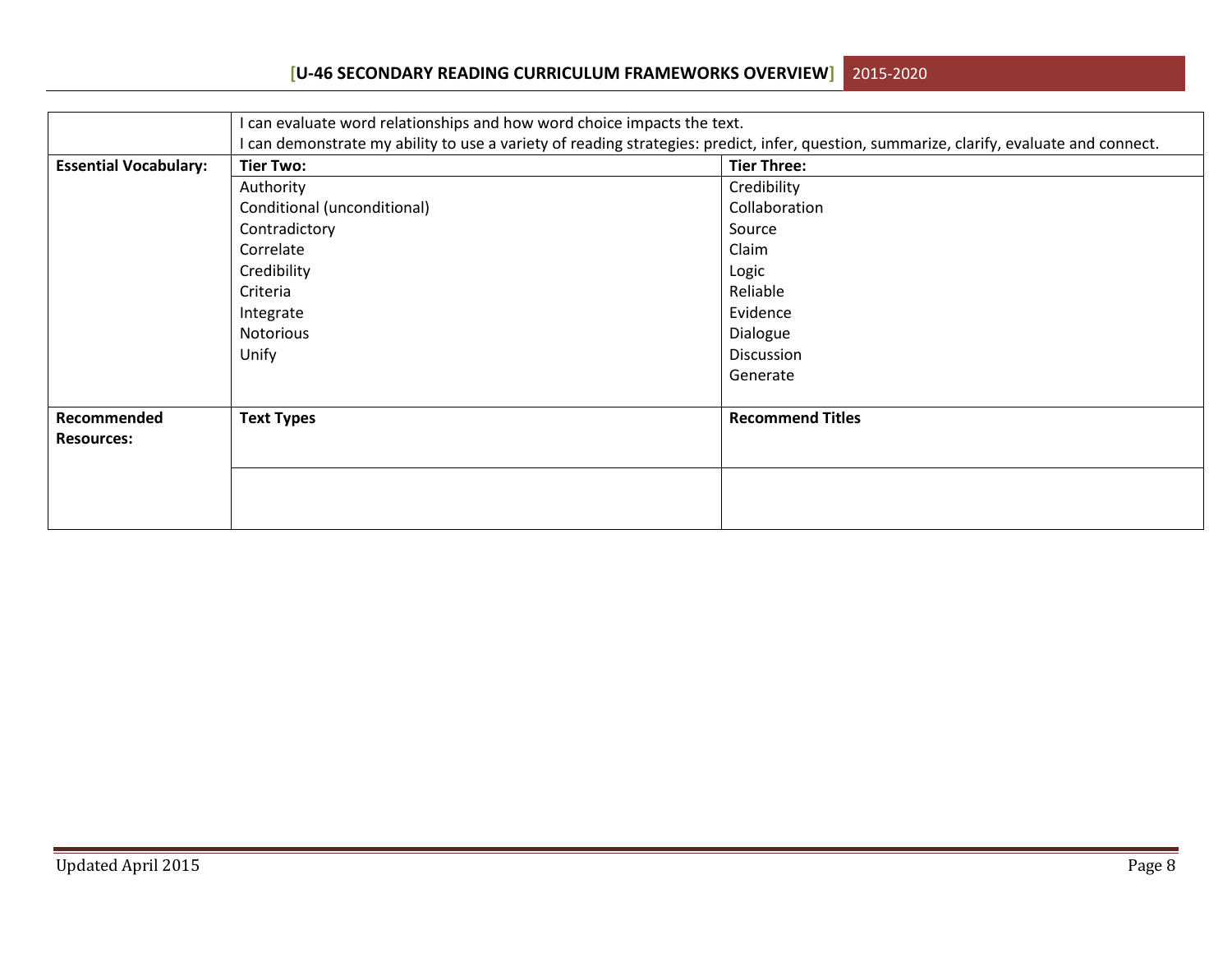| | | |
|---|---|---|
| | I can evaluate word relationships and how word choice impacts the text.<br>I can demonstrate my ability to use a variety of reading strategies: predict, infer, question, summarize, clarify, evaluate and connect. | |
| **Essential Vocabulary:** | **Tier Two:** | **Tier Three:** |
| | Authority<br>Conditional (unconditional)<br>Contradictory<br>Correlate<br>Credibility<br>Criteria<br>Integrate<br>Notorious<br>Unify | Credibility<br>Collaboration<br>Source<br>Claim<br>Logic<br>Reliable<br>Evidence<br>Dialogue<br>Discussion<br>Generate |
| **Recommended Resources:** | **Text Types** | **Recommend Titles** |
| | | |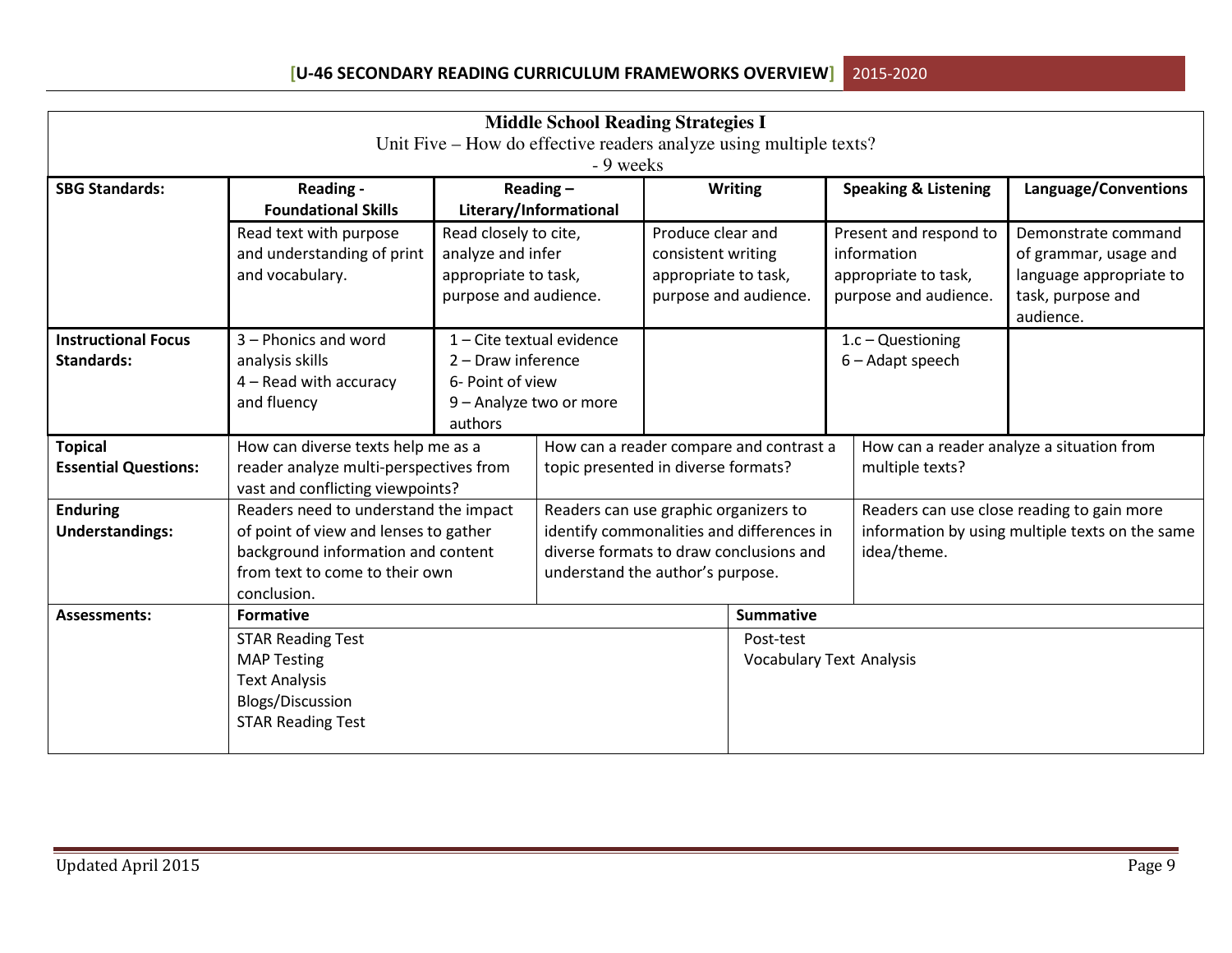| **Middle School Reading Strategies I**<br>Unit Five – How do effective readers analyze using multiple texts?<br>- 9 weeks | | | | | |
|---|---|---|---|---|---|
| **SBG Standards:** | **Reading - Foundational Skills** | **Reading – Literary/Informational** | **Writing** | **Speaking & Listening** | **Language/Conventions** |
| | Read text with purpose and understanding of print and vocabulary. | Read closely to cite, analyze and infer appropriate to task, purpose and audience. | Produce clear and consistent writing appropriate to task, purpose and audience. | Present and respond to information appropriate to task, purpose and audience. | Demonstrate command of grammar, usage and language appropriate to task, purpose and audience. |
| **Instructional Focus Standards:** | 3 – Phonics and word analysis skills<br>4 – Read with accuracy and fluency | 1 – Cite textual evidence<br>2 – Draw inference<br>6- Point of view<br>9 – Analyze two or more authors | | 1.c – Questioning<br>6 – Adapt speech | |
| **Topical Essential Questions:** | How can diverse texts help me as a reader analyze multi-perspectives from vast and conflicting viewpoints? | How can a reader compare and contrast a topic presented in diverse formats? | | How can a reader analyze a situation from multiple texts? | |
| **Enduring Understandings:** | Readers need to understand the impact of point of view and lenses to gather background information and content from text to come to their own conclusion. | Readers can use graphic organizers to identify commonalities and differences in diverse formats to draw conclusions and understand the author's purpose. | | Readers can use close reading to gain more information by using multiple texts on the same idea/theme. | |
| **Assessments:** | **Formative** | | | **Summative** | |
| | STAR Reading Test<br>MAP Testing<br>Text Analysis<br>Blogs/Discussion<br>STAR Reading Test | | | Post-test<br>Vocabulary Text Analysis | |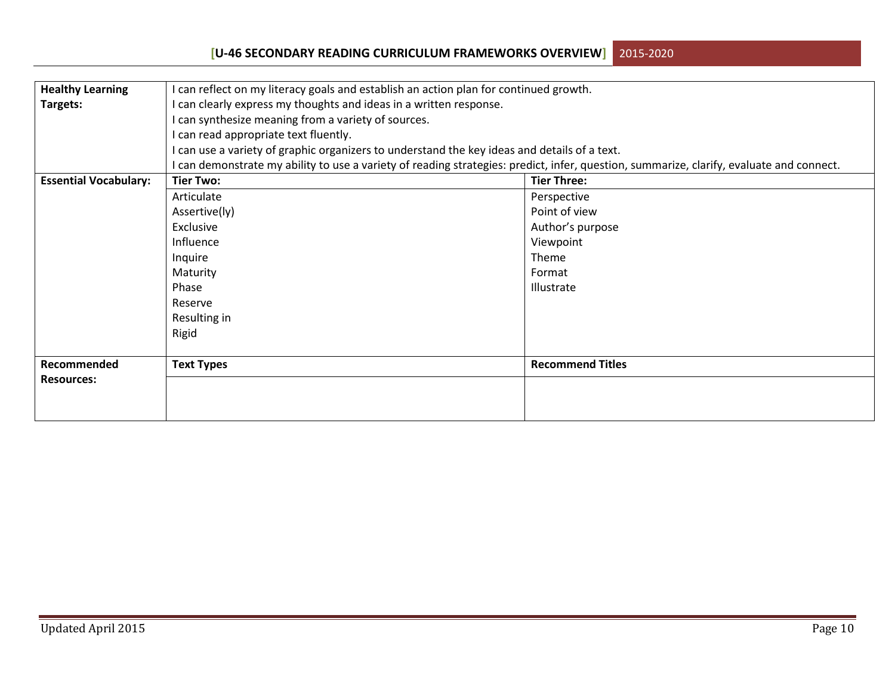| | | |
|---|---|---|
| **Healthy Learning Targets:** | I can reflect on my literacy goals and establish an action plan for continued growth.<br>I can clearly express my thoughts and ideas in a written response.<br>I can synthesize meaning from a variety of sources.<br>I can read appropriate text fluently.<br>I can use a variety of graphic organizers to understand the key ideas and details of a text.<br>I can demonstrate my ability to use a variety of reading strategies: predict, infer, question, summarize, clarify, evaluate and connect. | |
| **Essential Vocabulary:** | **Tier Two:** | **Tier Three:** |
| | Articulate<br>Assertive(ly)<br>Exclusive<br>Influence<br>Inquire<br>Maturity<br>Phase<br>Reserve<br>Resulting in<br>Rigid | Perspective<br>Point of view<br>Author's purpose<br>Viewpoint<br>Theme<br>Format<br>Illustrate |
| **Recommended Resources:** | **Text Types** | **Recommend Titles** |
| | | |